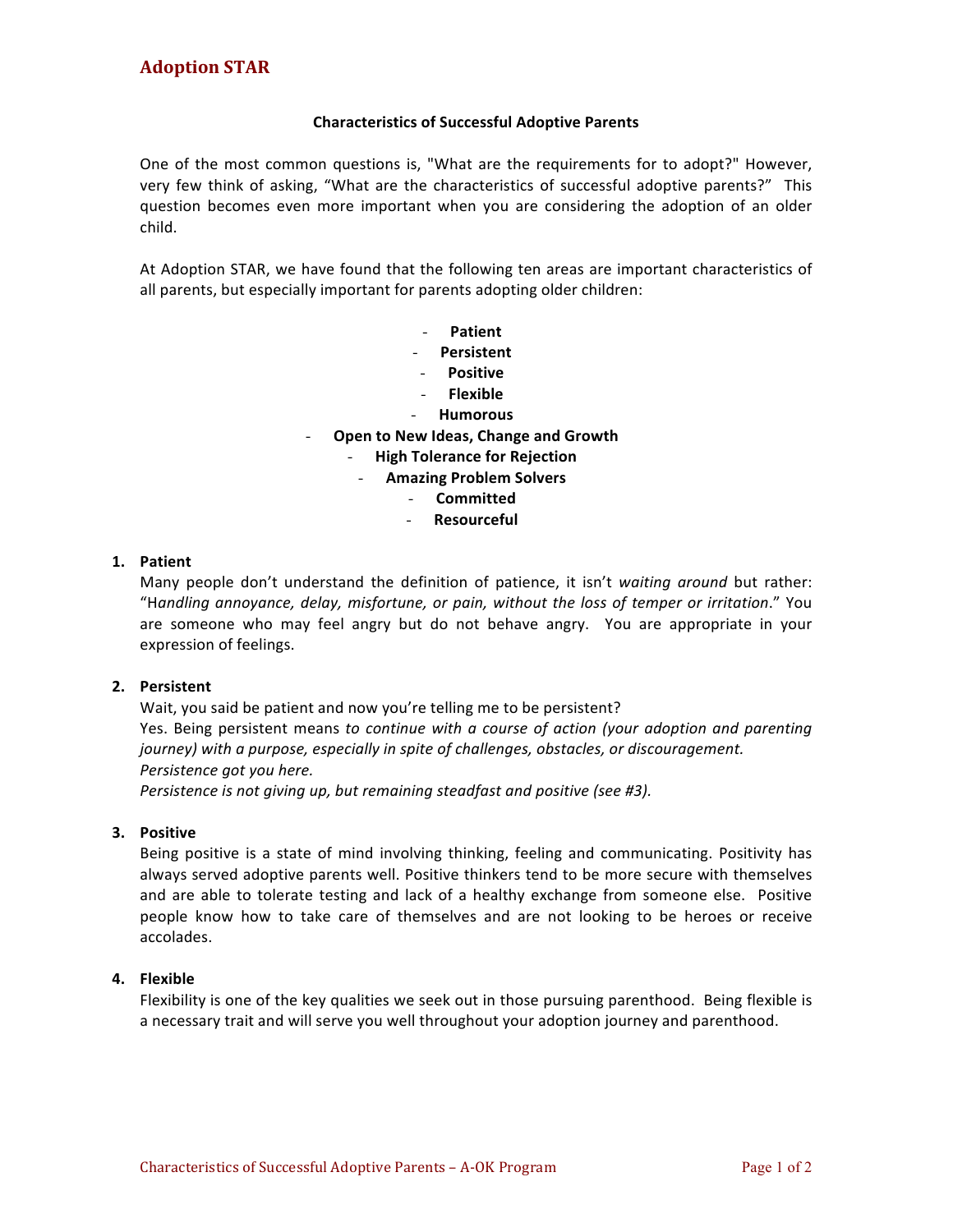# Adoption STAR

## Characteristics of Successful Adoptive Parents

One of the most common questions is, "What are the requirements for to adopt?" However, very few think of asking, "What are the characteristics of successful adoptive parents?" This question becomes even more important when you are considering the adoption of an older child.

At Adoption STAR, we have found that the following ten areas are important characteristics of all parents, but especially important for parents adopting older children:

- **Patient**
- **Persistent**
- **Positive**
- **Flexible**
- **Humorous**
- **Open to New Ideas, Change and Growth**
- **High Tolerance for Rejection**
- **Amazing Problem Solvers**
- **Committed**
- **Resourceful**

1. **Patient**

   Many people don't understand the definition of patience, it isn't *waiting around* but rather: "H*andling annoyance, delay, misfortune, or pain, without the loss of temper or irritation*." You are someone who may feel angry but do not behave angry. You are appropriate in your expression of feelings.

2. **Persistent**

   Wait, you said be patient and now you're telling me to be persistent?
   Yes. Being persistent means *to continue with a course of action (your adoption and parenting journey) with a purpose, especially in spite of challenges, obstacles, or discouragement.*
   *Persistence got you here.*
   *Persistence is not giving up, but remaining steadfast and positive (see #3).*

3. **Positive**

   Being positive is a state of mind involving thinking, feeling and communicating. Positivity has always served adoptive parents well. Positive thinkers tend to be more secure with themselves and are able to tolerate testing and lack of a healthy exchange from someone else. Positive people know how to take care of themselves and are not looking to be heroes or receive accolades.

4. **Flexible**

   Flexibility is one of the key qualities we seek out in those pursuing parenthood. Being flexible is a necessary trait and will serve you well throughout your adoption journey and parenthood.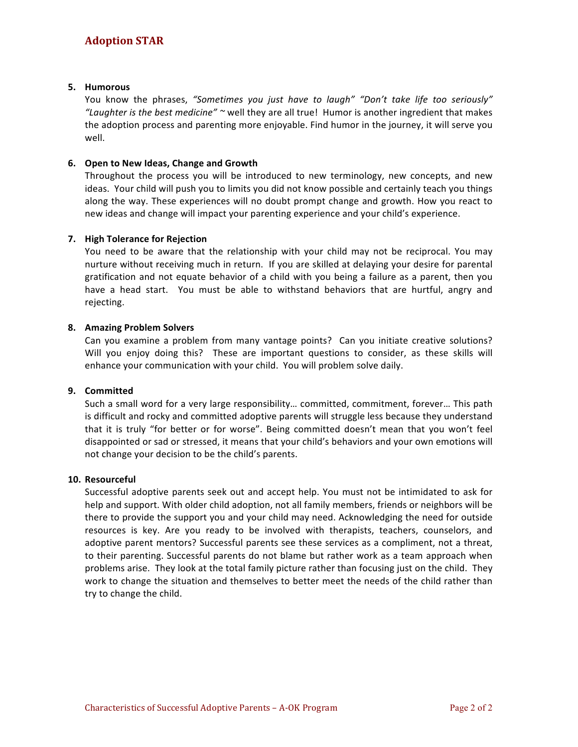5. **Humorous**
   You know the phrases, *"Sometimes you just have to laugh" "Don't take life too seriously" "Laughter is the best medicine"* ~ well they are all true! Humor is another ingredient that makes the adoption process and parenting more enjoyable. Find humor in the journey, it will serve you well.

6. **Open to New Ideas, Change and Growth**
   Throughout the process you will be introduced to new terminology, new concepts, and new ideas. Your child will push you to limits you did not know possible and certainly teach you things along the way. These experiences will no doubt prompt change and growth. How you react to new ideas and change will impact your parenting experience and your child's experience.

7. **High Tolerance for Rejection**
   You need to be aware that the relationship with your child may not be reciprocal. You may nurture without receiving much in return. If you are skilled at delaying your desire for parental gratification and not equate behavior of a child with you being a failure as a parent, then you have a head start. You must be able to withstand behaviors that are hurtful, angry and rejecting.

8. **Amazing Problem Solvers**
   Can you examine a problem from many vantage points? Can you initiate creative solutions? Will you enjoy doing this? These are important questions to consider, as these skills will enhance your communication with your child. You will problem solve daily.

9. **Committed**
   Such a small word for a very large responsibility… committed, commitment, forever… This path is difficult and rocky and committed adoptive parents will struggle less because they understand that it is truly "for better or for worse". Being committed doesn't mean that you won't feel disappointed or sad or stressed, it means that your child's behaviors and your own emotions will not change your decision to be the child's parents.

10. **Resourceful**
    Successful adoptive parents seek out and accept help. You must not be intimidated to ask for help and support. With older child adoption, not all family members, friends or neighbors will be there to provide the support you and your child may need. Acknowledging the need for outside resources is key. Are you ready to be involved with therapists, teachers, counselors, and adoptive parent mentors? Successful parents see these services as a compliment, not a threat, to their parenting. Successful parents do not blame but rather work as a team approach when problems arise. They look at the total family picture rather than focusing just on the child. They work to change the situation and themselves to better meet the needs of the child rather than try to change the child.